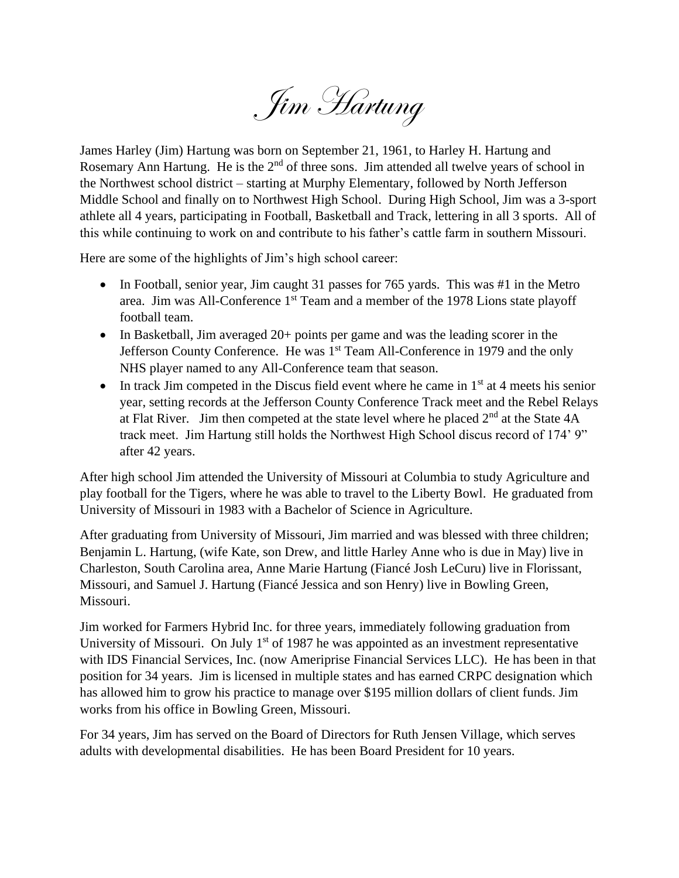# Jim Hartung

James Harley (Jim) Hartung was born on September 21, 1961, to Harley H. Hartung and Rosemary Ann Hartung. He is the 2nd of three sons. Jim attended all twelve years of school in the Northwest school district – starting at Murphy Elementary, followed by North Jefferson Middle School and finally on to Northwest High School. During High School, Jim was a 3-sport athlete all 4 years, participating in Football, Basketball and Track, lettering in all 3 sports. All of this while continuing to work on and contribute to his father's cattle farm in southern Missouri.

Here are some of the highlights of Jim's high school career:

- In Football, senior year, Jim caught 31 passes for 765 yards. This was #1 in the Metro area. Jim was All-Conference 1st Team and a member of the 1978 Lions state playoff football team.
- In Basketball, Jim averaged 20+ points per game and was the leading scorer in the Jefferson County Conference. He was 1st Team All-Conference in 1979 and the only NHS player named to any All-Conference team that season.
- In track Jim competed in the Discus field event where he came in 1st at 4 meets his senior year, setting records at the Jefferson County Conference Track meet and the Rebel Relays at Flat River. Jim then competed at the state level where he placed 2nd at the State 4A track meet. Jim Hartung still holds the Northwest High School discus record of 174' 9" after 42 years.

After high school Jim attended the University of Missouri at Columbia to study Agriculture and play football for the Tigers, where he was able to travel to the Liberty Bowl. He graduated from University of Missouri in 1983 with a Bachelor of Science in Agriculture.

After graduating from University of Missouri, Jim married and was blessed with three children; Benjamin L. Hartung, (wife Kate, son Drew, and little Harley Anne who is due in May) live in Charleston, South Carolina area, Anne Marie Hartung (Fiancé Josh LeCuru) live in Florissant, Missouri, and Samuel J. Hartung (Fiancé Jessica and son Henry) live in Bowling Green, Missouri.

Jim worked for Farmers Hybrid Inc. for three years, immediately following graduation from University of Missouri. On July 1st of 1987 he was appointed as an investment representative with IDS Financial Services, Inc. (now Ameriprise Financial Services LLC). He has been in that position for 34 years. Jim is licensed in multiple states and has earned CRPC designation which has allowed him to grow his practice to manage over $195 million dollars of client funds. Jim works from his office in Bowling Green, Missouri.

For 34 years, Jim has served on the Board of Directors for Ruth Jensen Village, which serves adults with developmental disabilities. He has been Board President for 10 years.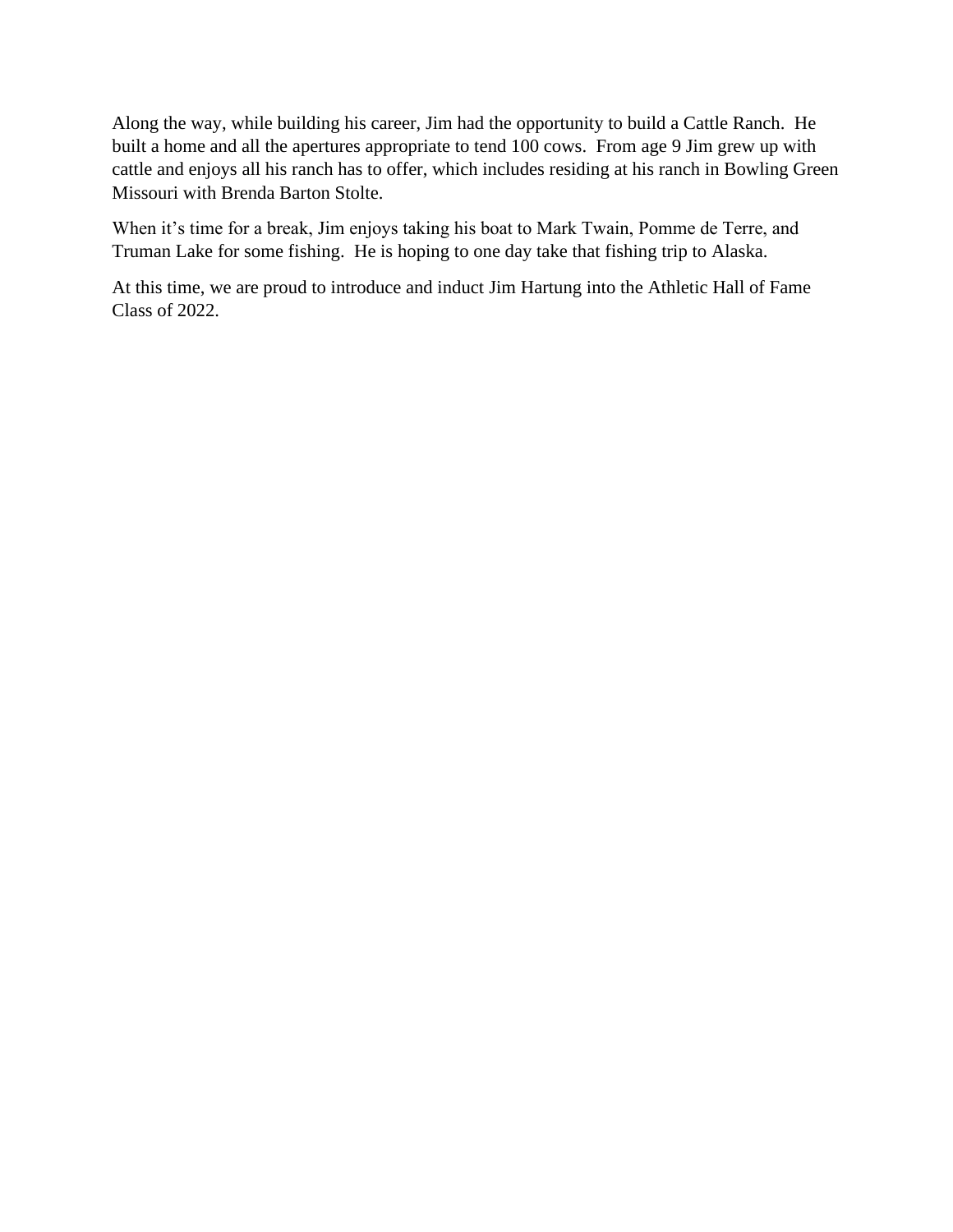Along the way, while building his career, Jim had the opportunity to build a Cattle Ranch. He built a home and all the apertures appropriate to tend 100 cows. From age 9 Jim grew up with cattle and enjoys all his ranch has to offer, which includes residing at his ranch in Bowling Green Missouri with Brenda Barton Stolte.

When it's time for a break, Jim enjoys taking his boat to Mark Twain, Pomme de Terre, and Truman Lake for some fishing. He is hoping to one day take that fishing trip to Alaska.

At this time, we are proud to introduce and induct Jim Hartung into the Athletic Hall of Fame Class of 2022.